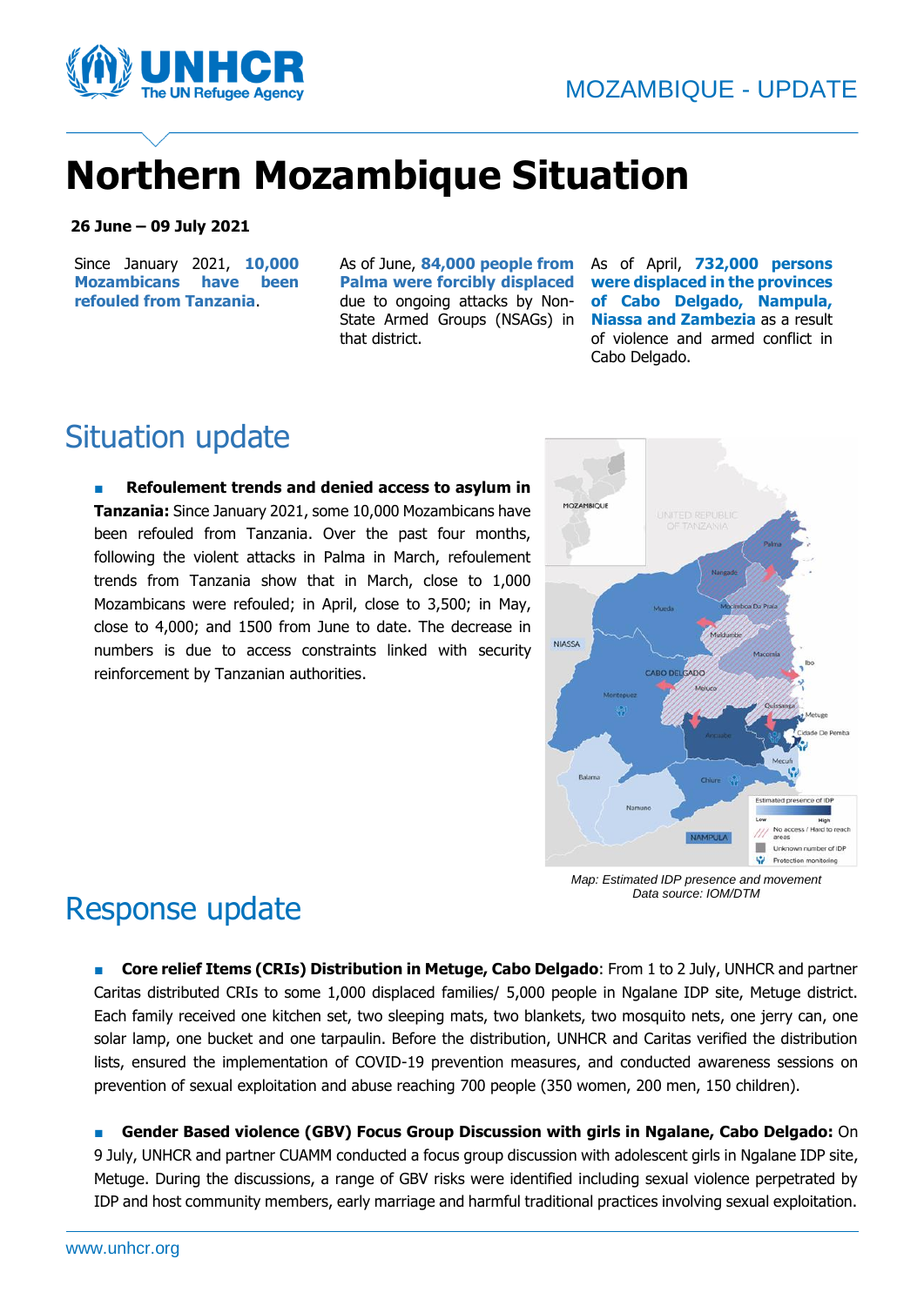MOZAMBIQUE - UPDATE

# Northern Mozambique Situation

**26 June – 09 July 2021**

Since January 2021, **10,000 Mozambicans have been refouled from Tanzania**.

As of June, **84,000 people from Palma were forcibly displaced** due to ongoing attacks by Non-State Armed Groups (NSAGs) in that district.

As of April, **732,000 persons were displaced in the provinces of Cabo Delgado, Nampula, Niassa and Zambezia** as a result of violence and armed conflict in Cabo Delgado.

## Situation update

- **Refoulement trends and denied access to asylum in Tanzania:** Since January 2021, some 10,000 Mozambicans have been refouled from Tanzania. Over the past four months, following the violent attacks in Palma in March, refoulement trends from Tanzania show that in March, close to 1,000 Mozambicans were refouled; in April, close to 3,500; in May, close to 4,000; and 1500 from June to date. The decrease in numbers is due to access constraints linked with security reinforcement by Tanzanian authorities.

*Map: Estimated IDP presence and movement*
*Data source: IOM/DTM*

## Response update

- **Core relief Items (CRIs) Distribution in Metuge, Cabo Delgado**: From 1 to 2 July, UNHCR and partner Caritas distributed CRIs to some 1,000 displaced families/ 5,000 people in Ngalane IDP site, Metuge district. Each family received one kitchen set, two sleeping mats, two blankets, two mosquito nets, one jerry can, one solar lamp, one bucket and one tarpaulin. Before the distribution, UNHCR and Caritas verified the distribution lists, ensured the implementation of COVID-19 prevention measures, and conducted awareness sessions on prevention of sexual exploitation and abuse reaching 700 people (350 women, 200 men, 150 children).

- **Gender Based violence (GBV) Focus Group Discussion with girls in Ngalane, Cabo Delgado:** On 9 July, UNHCR and partner CUAMM conducted a focus group discussion with adolescent girls in Ngalane IDP site, Metuge. During the discussions, a range of GBV risks were identified including sexual violence perpetrated by IDP and host community members, early marriage and harmful traditional practices involving sexual exploitation.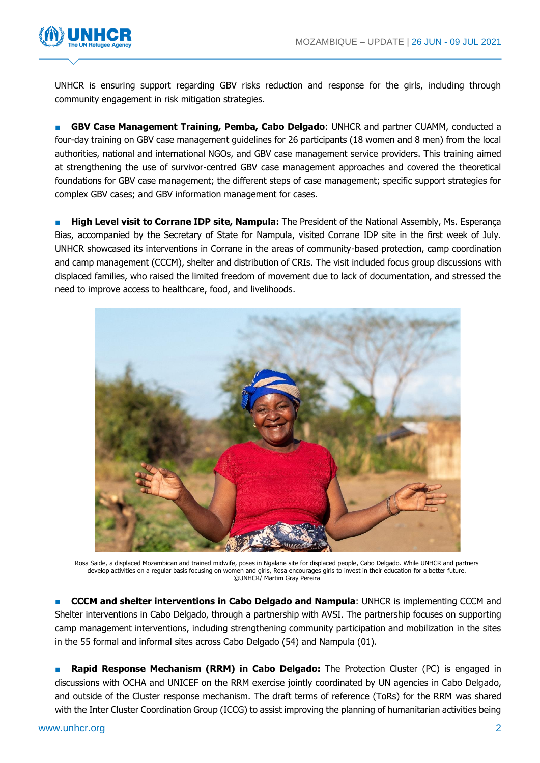UNHCR is ensuring support regarding GBV risks reduction and response for the girls, including through community engagement in risk mitigation strategies.

- **GBV Case Management Training, Pemba, Cabo Delgado**: UNHCR and partner CUAMM, conducted a four-day training on GBV case management guidelines for 26 participants (18 women and 8 men) from the local authorities, national and international NGOs, and GBV case management service providers. This training aimed at strengthening the use of survivor-centred GBV case management approaches and covered the theoretical foundations for GBV case management; the different steps of case management; specific support strategies for complex GBV cases; and GBV information management for cases.

- **High Level visit to Corrane IDP site, Nampula:** The President of the National Assembly, Ms. Esperança Bias, accompanied by the Secretary of State for Nampula, visited Corrane IDP site in the first week of July. UNHCR showcased its interventions in Corrane in the areas of community-based protection, camp coordination and camp management (CCCM), shelter and distribution of CRIs. The visit included focus group discussions with displaced families, who raised the limited freedom of movement due to lack of documentation, and stressed the need to improve access to healthcare, food, and livelihoods.

Rosa Saide, a displaced Mozambican and trained midwife, poses in Ngalane site for displaced people, Cabo Delgado. While UNHCR and partners develop activities on a regular basis focusing on women and girls, Rosa encourages girls to invest in their education for a better future. ©UNHCR/ Martim Gray Pereira

- **CCCM and shelter interventions in Cabo Delgado and Nampula**: UNHCR is implementing CCCM and Shelter interventions in Cabo Delgado, through a partnership with AVSI. The partnership focuses on supporting camp management interventions, including strengthening community participation and mobilization in the sites in the 55 formal and informal sites across Cabo Delgado (54) and Nampula (01).

- **Rapid Response Mechanism (RRM) in Cabo Delgado:** The Protection Cluster (PC) is engaged in discussions with OCHA and UNICEF on the RRM exercise jointly coordinated by UN agencies in Cabo Delgado, and outside of the Cluster response mechanism. The draft terms of reference (ToRs) for the RRM was shared with the Inter Cluster Coordination Group (ICCG) to assist improving the planning of humanitarian activities being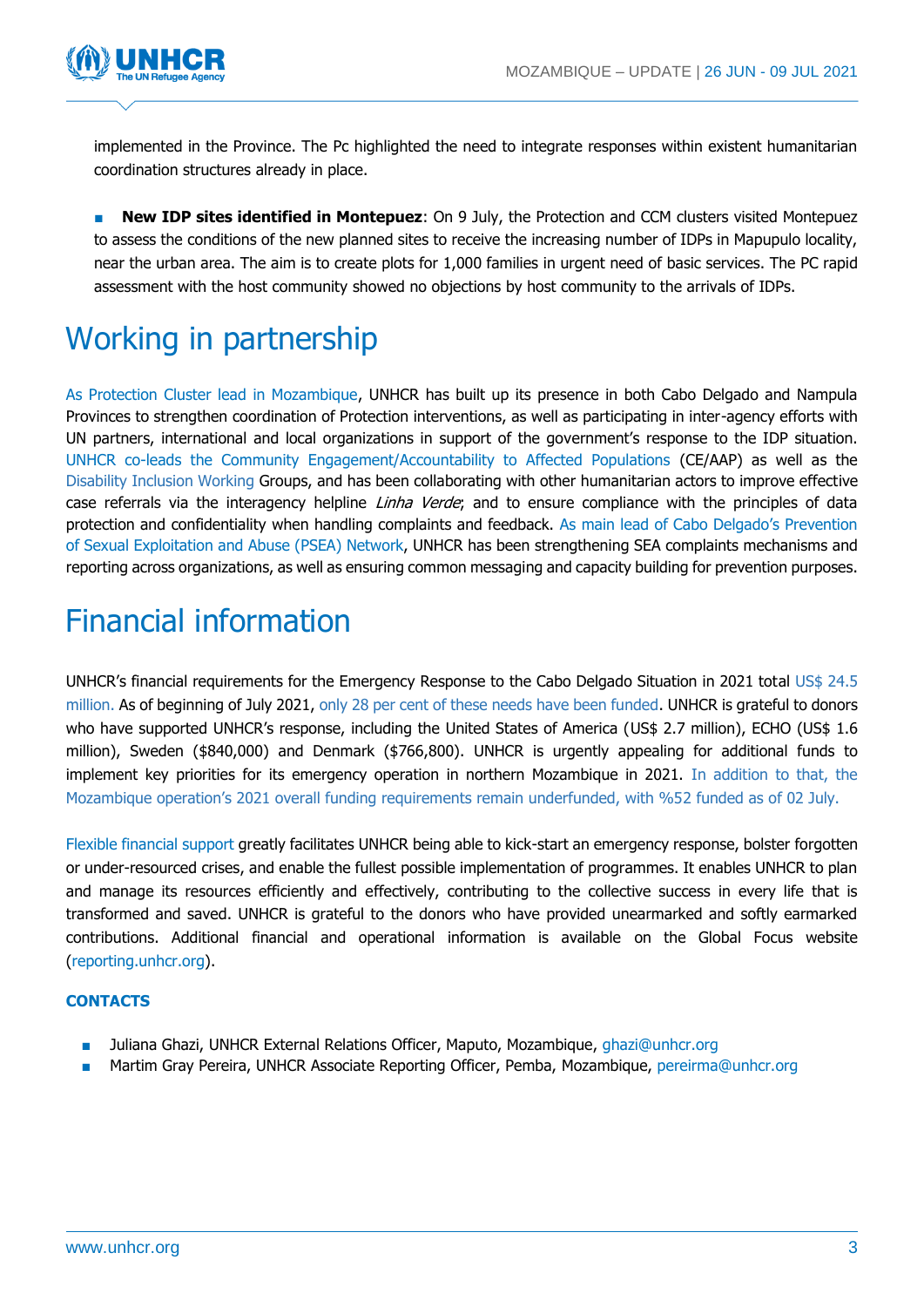implemented in the Province. The Pc highlighted the need to integrate responses within existent humanitarian coordination structures already in place.

- **New IDP sites identified in Montepuez**: On 9 July, the Protection and CCM clusters visited Montepuez to assess the conditions of the new planned sites to receive the increasing number of IDPs in Mapupulo locality, near the urban area. The aim is to create plots for 1,000 families in urgent need of basic services. The PC rapid assessment with the host community showed no objections by host community to the arrivals of IDPs.

# Working in partnership

As Protection Cluster lead in Mozambique, UNHCR has built up its presence in both Cabo Delgado and Nampula Provinces to strengthen coordination of Protection interventions, as well as participating in inter-agency efforts with UN partners, international and local organizations in support of the government's response to the IDP situation. UNHCR co-leads the Community Engagement/Accountability to Affected Populations (CE/AAP) as well as the Disability Inclusion Working Groups, and has been collaborating with other humanitarian actors to improve effective case referrals via the interagency helpline *Linha Verde*; and to ensure compliance with the principles of data protection and confidentiality when handling complaints and feedback. As main lead of Cabo Delgado's Prevention of Sexual Exploitation and Abuse (PSEA) Network, UNHCR has been strengthening SEA complaints mechanisms and reporting across organizations, as well as ensuring common messaging and capacity building for prevention purposes.

# Financial information

UNHCR's financial requirements for the Emergency Response to the Cabo Delgado Situation in 2021 total US$ 24.5 million. As of beginning of July 2021, only 28 per cent of these needs have been funded. UNHCR is grateful to donors who have supported UNHCR's response, including the United States of America (US$ 2.7 million), ECHO (US$ 1.6 million), Sweden ($840,000) and Denmark ($766,800). UNHCR is urgently appealing for additional funds to implement key priorities for its emergency operation in northern Mozambique in 2021. In addition to that, the Mozambique operation's 2021 overall funding requirements remain underfunded, with %52 funded as of 02 July.

Flexible financial support greatly facilitates UNHCR being able to kick-start an emergency response, bolster forgotten or under-resourced crises, and enable the fullest possible implementation of programmes. It enables UNHCR to plan and manage its resources efficiently and effectively, contributing to the collective success in every life that is transformed and saved. UNHCR is grateful to the donors who have provided unearmarked and softly earmarked contributions. Additional financial and operational information is available on the Global Focus website (reporting.unhcr.org).

**CONTACTS**

- Juliana Ghazi, UNHCR External Relations Officer, Maputo, Mozambique, ghazi@unhcr.org
- Martim Gray Pereira, UNHCR Associate Reporting Officer, Pemba, Mozambique, pereirma@unhcr.org